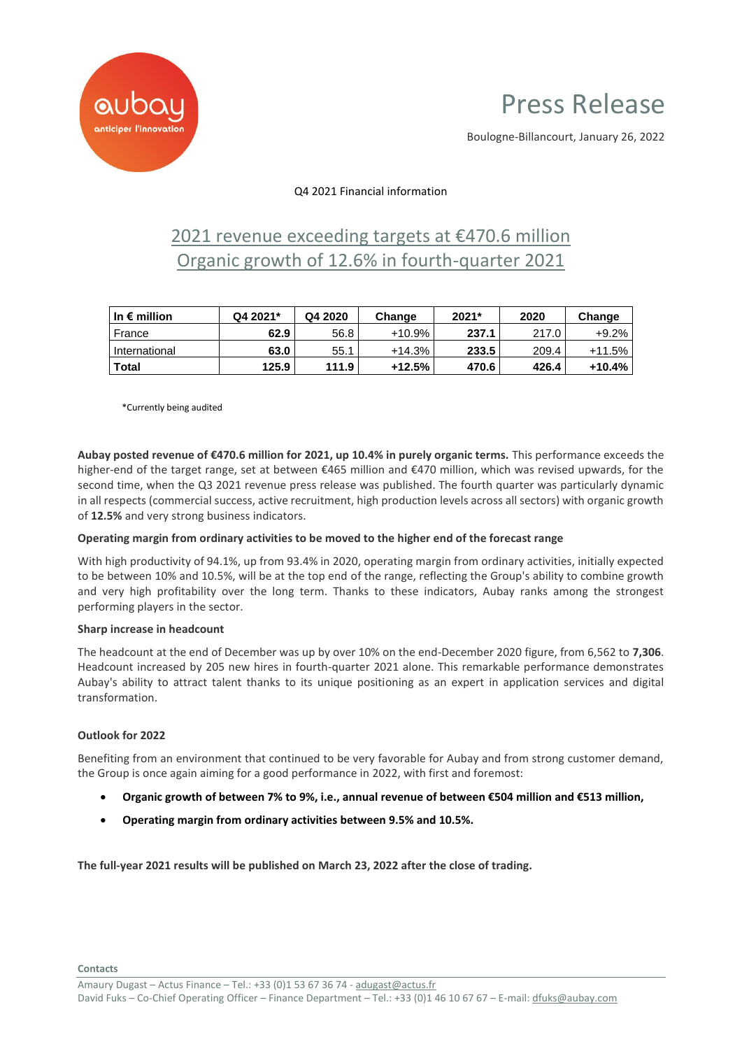# Press Release

Boulogne-Billancourt, January 26, 2022

Q4 2021 Financial information

## 2021 revenue exceeding targets at €470.6 million
## Organic growth of 12.6% in fourth-quarter 2021

| In € million | Q4 2021* | Q4 2020 | Change | 2021* | 2020 | Change |
|---|---|---|---|---|---|---|
| France | **62.9** | 56.8 | +10.9% | **237.1** | 217.0 | +9.2% |
| International | **63.0** | 55.1 | +14.3% | **233.5** | 209.4 | +11.5% |
| **Total** | **125.9** | **111.9** | **+12.5%** | **470.6** | **426.4** | **+10.4%** |

*Currently being audited

**Aubay posted revenue of €470.6 million for 2021, up 10.4% in purely organic terms.** This performance exceeds the higher-end of the target range, set at between €465 million and €470 million, which was revised upwards, for the second time, when the Q3 2021 revenue press release was published. The fourth quarter was particularly dynamic in all respects (commercial success, active recruitment, high production levels across all sectors) with organic growth of **12.5%** and very strong business indicators.

**Operating margin from ordinary activities to be moved to the higher end of the forecast range**

With high productivity of 94.1%, up from 93.4% in 2020, operating margin from ordinary activities, initially expected to be between 10% and 10.5%, will be at the top end of the range, reflecting the Group's ability to combine growth and very high profitability over the long term. Thanks to these indicators, Aubay ranks among the strongest performing players in the sector.

**Sharp increase in headcount**

The headcount at the end of December was up by over 10% on the end-December 2020 figure, from 6,562 to **7,306**. Headcount increased by 205 new hires in fourth-quarter 2021 alone. This remarkable performance demonstrates Aubay's ability to attract talent thanks to its unique positioning as an expert in application services and digital transformation.

**Outlook for 2022**

Benefiting from an environment that continued to be very favorable for Aubay and from strong customer demand, the Group is once again aiming for a good performance in 2022, with first and foremost:

- **Organic growth of between 7% to 9%, i.e., annual revenue of between €504 million and €513 million,**
- **Operating margin from ordinary activities between 9.5% and 10.5%.**

**The full-year 2021 results will be published on March 23, 2022 after the close of trading.**

**Contacts**

Amaury Dugast – Actus Finance – Tel.: +33 (0)1 53 67 36 74 - adugast@actus.fr
David Fuks – Co-Chief Operating Officer – Finance Department – Tel.: +33 (0)1 46 10 67 67 – E-mail: dfuks@aubay.com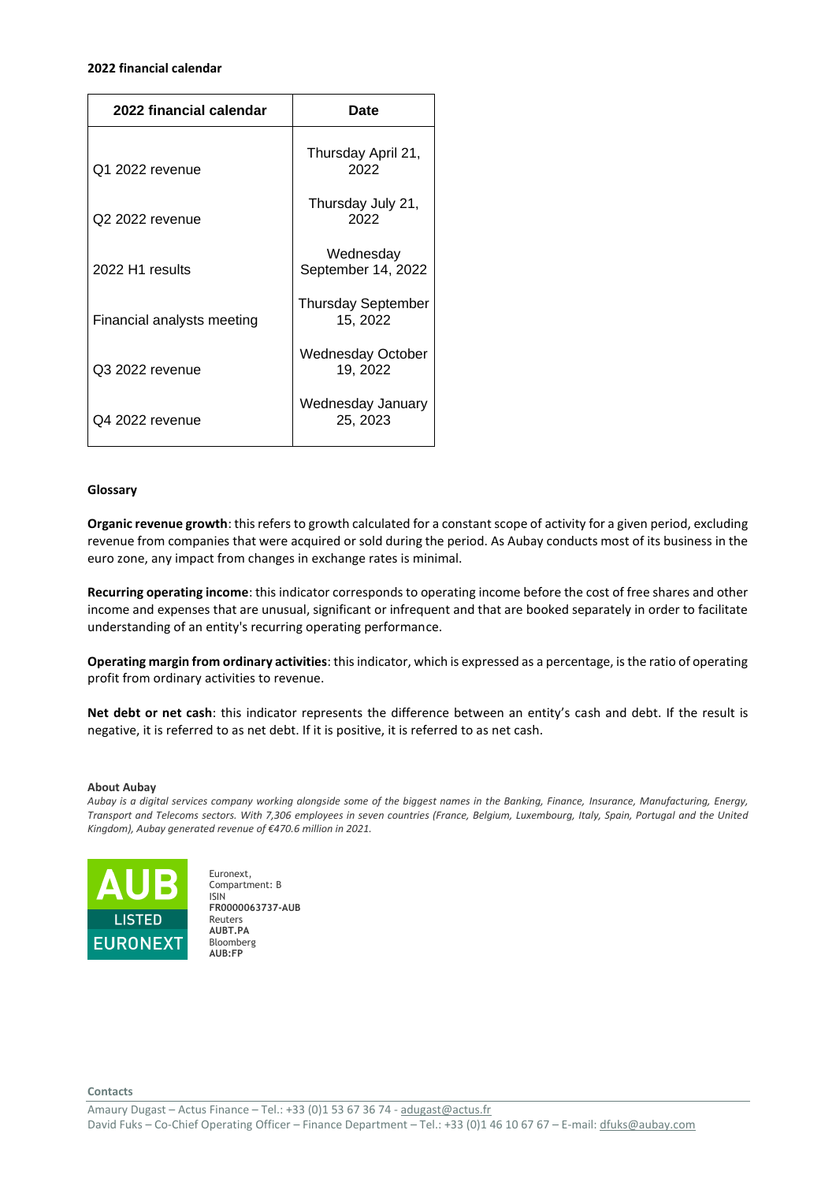**2022 financial calendar**

| 2022 financial calendar | Date |
|---|---|
| Q1 2022 revenue | Thursday April 21, 2022 |
| Q2 2022 revenue | Thursday July 21, 2022 |
| 2022 H1 results | Wednesday September 14, 2022 |
| Financial analysts meeting | Thursday September 15, 2022 |
| Q3 2022 revenue | Wednesday October 19, 2022 |
| Q4 2022 revenue | Wednesday January 25, 2023 |

**Glossary**

**Organic revenue growth**: this refers to growth calculated for a constant scope of activity for a given period, excluding revenue from companies that were acquired or sold during the period. As Aubay conducts most of its business in the euro zone, any impact from changes in exchange rates is minimal.

**Recurring operating income**: this indicator corresponds to operating income before the cost of free shares and other income and expenses that are unusual, significant or infrequent and that are booked separately in order to facilitate understanding of an entity's recurring operating performance.

**Operating margin from ordinary activities**: this indicator, which is expressed as a percentage, is the ratio of operating profit from ordinary activities to revenue.

**Net debt or net cash**: this indicator represents the difference between an entity's cash and debt. If the result is negative, it is referred to as net debt. If it is positive, it is referred to as net cash.

**About Aubay**

*Aubay is a digital services company working alongside some of the biggest names in the Banking, Finance, Insurance, Manufacturing, Energy, Transport and Telecoms sectors. With 7,306 employees in seven countries (France, Belgium, Luxembourg, Italy, Spain, Portugal and the United Kingdom), Aubay generated revenue of €470.6 million in 2021.*

AUB LISTED EURONEXT

Euronext,
Compartment: B
ISIN
**FR0000063737-AUB**
Reuters
**AUBT.PA**
Bloomberg
**AUB:FP**

**Contacts**

Amaury Dugast – Actus Finance – Tel.: +33 (0)1 53 67 36 74 - adugast@actus.fr
David Fuks – Co-Chief Operating Officer – Finance Department – Tel.: +33 (0)1 46 10 67 67 – E-mail: dfuks@aubay.com